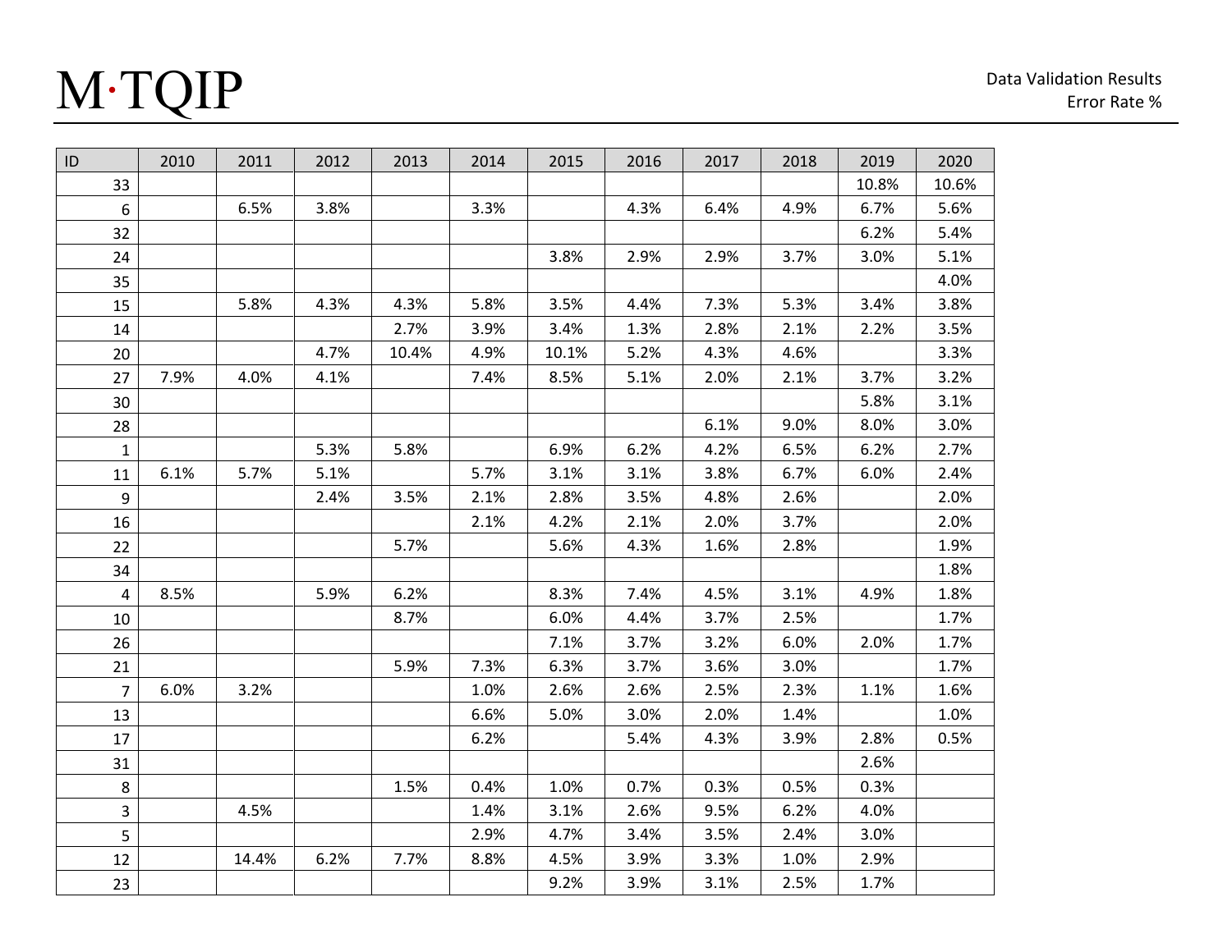# M·TQIP

Data Validation Results
Error Rate %

| ID | 2010 | 2011 | 2012 | 2013 | 2014 | 2015 | 2016 | 2017 | 2018 | 2019 | 2020 |
|---|---|---|---|---|---|---|---|---|---|---|---|
| 33 | | | | | | | | | | 10.8% | 10.6% |
| 6 | | 6.5% | 3.8% | | 3.3% | | 4.3% | 6.4% | 4.9% | 6.7% | 5.6% |
| 32 | | | | | | | | | | 6.2% | 5.4% |
| 24 | | | | | | 3.8% | 2.9% | 2.9% | 3.7% | 3.0% | 5.1% |
| 35 | | | | | | | | | | | 4.0% |
| 15 | | 5.8% | 4.3% | 4.3% | 5.8% | 3.5% | 4.4% | 7.3% | 5.3% | 3.4% | 3.8% |
| 14 | | | | 2.7% | 3.9% | 3.4% | 1.3% | 2.8% | 2.1% | 2.2% | 3.5% |
| 20 | | | 4.7% | 10.4% | 4.9% | 10.1% | 5.2% | 4.3% | 4.6% | | 3.3% |
| 27 | 7.9% | 4.0% | 4.1% | | 7.4% | 8.5% | 5.1% | 2.0% | 2.1% | 3.7% | 3.2% |
| 30 | | | | | | | | | | 5.8% | 3.1% |
| 28 | | | | | | | | 6.1% | 9.0% | 8.0% | 3.0% |
| 1 | | | 5.3% | 5.8% | | 6.9% | 6.2% | 4.2% | 6.5% | 6.2% | 2.7% |
| 11 | 6.1% | 5.7% | 5.1% | | 5.7% | 3.1% | 3.1% | 3.8% | 6.7% | 6.0% | 2.4% |
| 9 | | | 2.4% | 3.5% | 2.1% | 2.8% | 3.5% | 4.8% | 2.6% | | 2.0% |
| 16 | | | | | 2.1% | 4.2% | 2.1% | 2.0% | 3.7% | | 2.0% |
| 22 | | | | 5.7% | | 5.6% | 4.3% | 1.6% | 2.8% | | 1.9% |
| 34 | | | | | | | | | | | 1.8% |
| 4 | 8.5% | | 5.9% | 6.2% | | 8.3% | 7.4% | 4.5% | 3.1% | 4.9% | 1.8% |
| 10 | | | | 8.7% | | 6.0% | 4.4% | 3.7% | 2.5% | | 1.7% |
| 26 | | | | | | 7.1% | 3.7% | 3.2% | 6.0% | 2.0% | 1.7% |
| 21 | | | | 5.9% | 7.3% | 6.3% | 3.7% | 3.6% | 3.0% | | 1.7% |
| 7 | 6.0% | 3.2% | | | 1.0% | 2.6% | 2.6% | 2.5% | 2.3% | 1.1% | 1.6% |
| 13 | | | | | 6.6% | 5.0% | 3.0% | 2.0% | 1.4% | | 1.0% |
| 17 | | | | | 6.2% | | 5.4% | 4.3% | 3.9% | 2.8% | 0.5% |
| 31 | | | | | | | | | | 2.6% | |
| 8 | | | | 1.5% | 0.4% | 1.0% | 0.7% | 0.3% | 0.5% | 0.3% | |
| 3 | | 4.5% | | | 1.4% | 3.1% | 2.6% | 9.5% | 6.2% | 4.0% | |
| 5 | | | | | 2.9% | 4.7% | 3.4% | 3.5% | 2.4% | 3.0% | |
| 12 | | 14.4% | 6.2% | 7.7% | 8.8% | 4.5% | 3.9% | 3.3% | 1.0% | 2.9% | |
| 23 | | | | | | 9.2% | 3.9% | 3.1% | 2.5% | 1.7% | |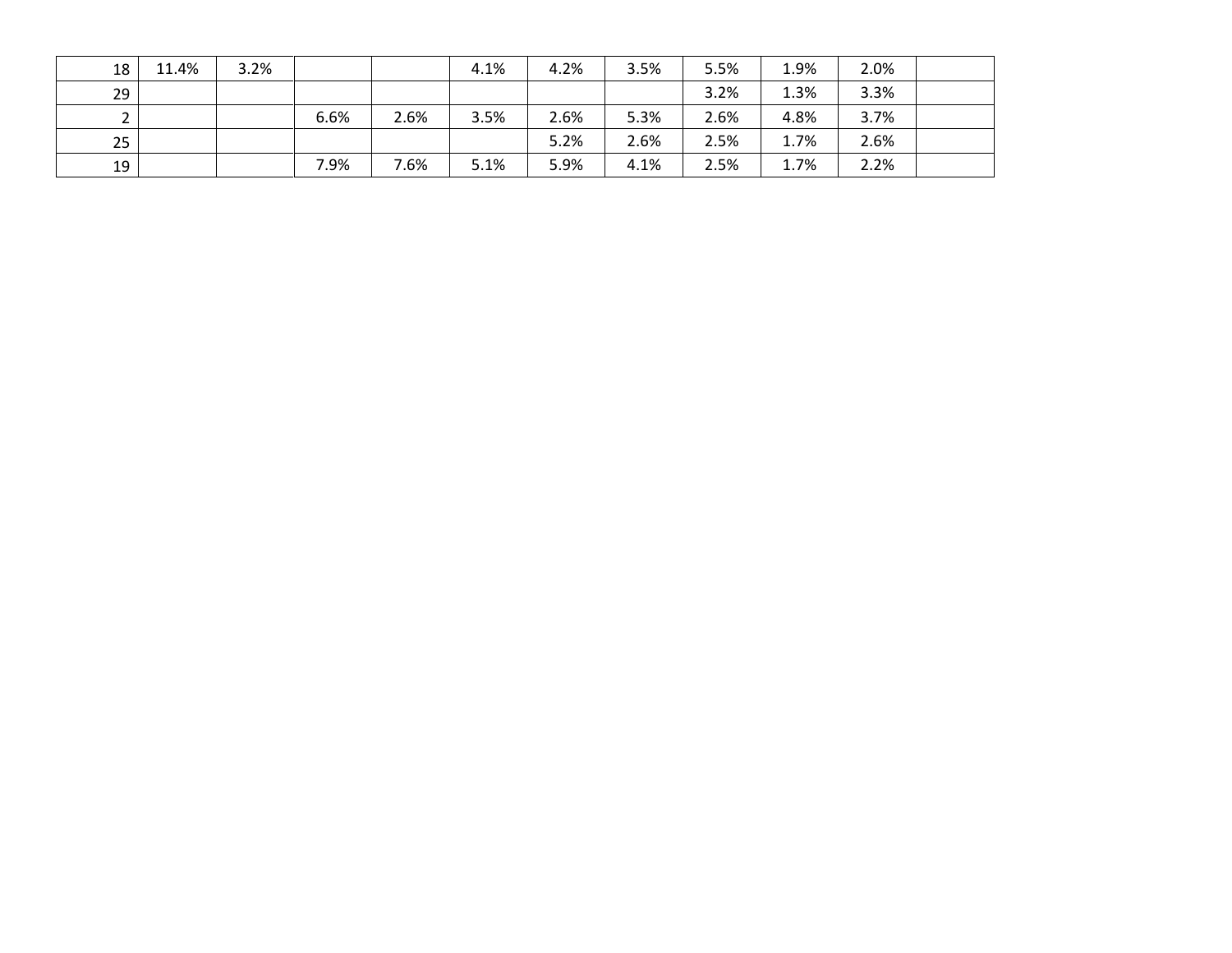| | | | | | | | | | | | |
|---|---|---|---|---|---|---|---|---|---|---|---|
| 18 | 11.4% | 3.2% | | | 4.1% | 4.2% | 3.5% | 5.5% | 1.9% | 2.0% | |
| 29 | | | | | | | | 3.2% | 1.3% | 3.3% | |
| 2 | | | 6.6% | 2.6% | 3.5% | 2.6% | 5.3% | 2.6% | 4.8% | 3.7% | |
| 25 | | | | | | 5.2% | 2.6% | 2.5% | 1.7% | 2.6% | |
| 19 | | | 7.9% | 7.6% | 5.1% | 5.9% | 4.1% | 2.5% | 1.7% | 2.2% | |